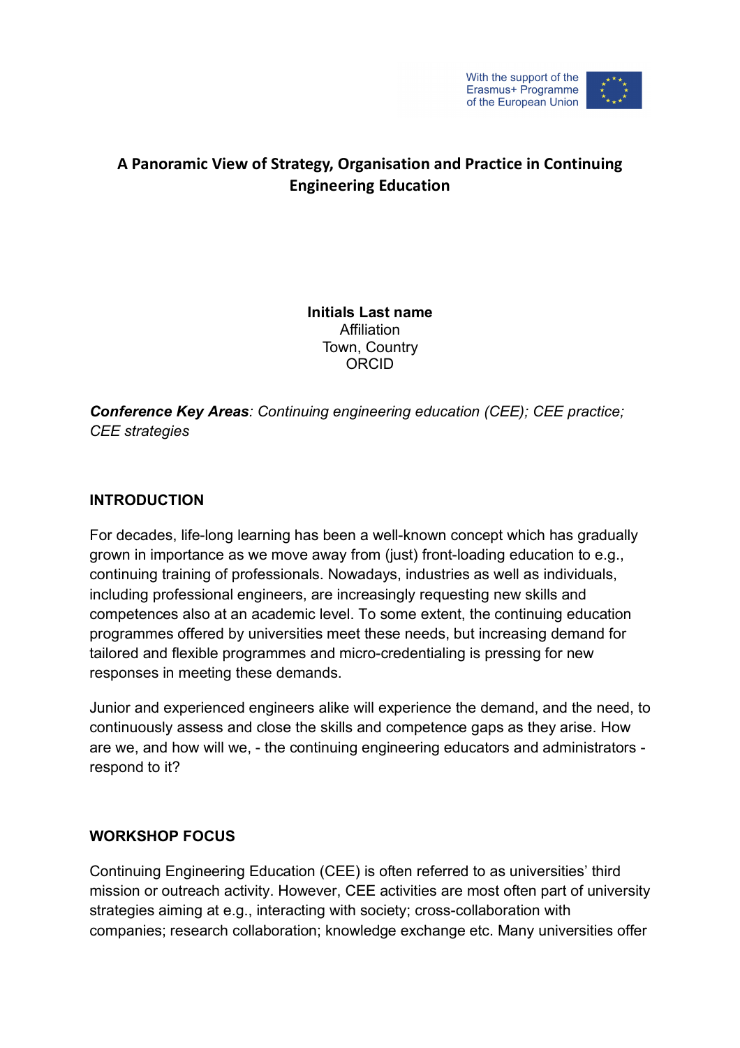With the support of the Erasmus+ Programme of the European Union

# A Panoramic View of Strategy, Organisation and Practice in Continuing Engineering Education

**Initials Last name**
Affiliation
Town, Country
ORCID

***Conference Key Areas**: Continuing engineering education (CEE); CEE practice; CEE strategies*

## INTRODUCTION

For decades, life-long learning has been a well-known concept which has gradually grown in importance as we move away from (just) front-loading education to e.g., continuing training of professionals. Nowadays, industries as well as individuals, including professional engineers, are increasingly requesting new skills and competences also at an academic level. To some extent, the continuing education programmes offered by universities meet these needs, but increasing demand for tailored and flexible programmes and micro-credentialing is pressing for new responses in meeting these demands.

Junior and experienced engineers alike will experience the demand, and the need, to continuously assess and close the skills and competence gaps as they arise. How are we, and how will we, - the continuing engineering educators and administrators - respond to it?

## WORKSHOP FOCUS

Continuing Engineering Education (CEE) is often referred to as universities' third mission or outreach activity. However, CEE activities are most often part of university strategies aiming at e.g., interacting with society; cross-collaboration with companies; research collaboration; knowledge exchange etc. Many universities offer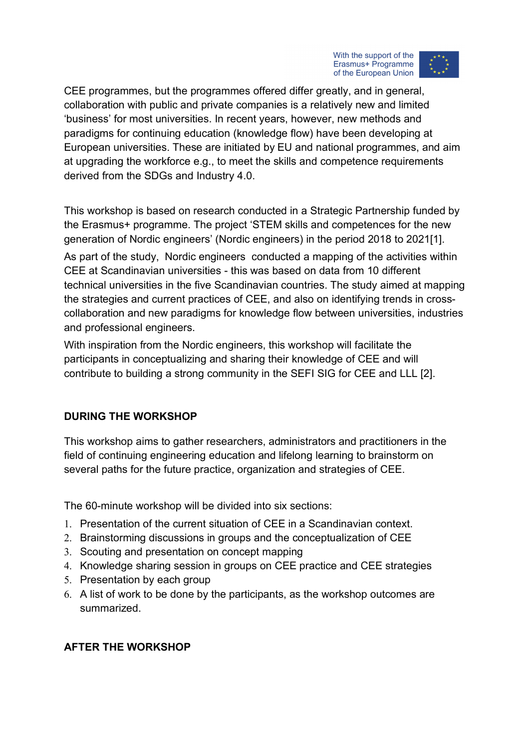CEE programmes, but the programmes offered differ greatly, and in general, collaboration with public and private companies is a relatively new and limited 'business' for most universities. In recent years, however, new methods and paradigms for continuing education (knowledge flow) have been developing at European universities. These are initiated by EU and national programmes, and aim at upgrading the workforce e.g., to meet the skills and competence requirements derived from the SDGs and Industry 4.0.

This workshop is based on research conducted in a Strategic Partnership funded by the Erasmus+ programme. The project 'STEM skills and competences for the new generation of Nordic engineers' (Nordic engineers) in the period 2018 to 2021[1].

As part of the study, Nordic engineers conducted a mapping of the activities within CEE at Scandinavian universities - this was based on data from 10 different technical universities in the five Scandinavian countries. The study aimed at mapping the strategies and current practices of CEE, and also on identifying trends in cross-collaboration and new paradigms for knowledge flow between universities, industries and professional engineers.

With inspiration from the Nordic engineers, this workshop will facilitate the participants in conceptualizing and sharing their knowledge of CEE and will contribute to building a strong community in the SEFI SIG for CEE and LLL [2].

## DURING THE WORKSHOP

This workshop aims to gather researchers, administrators and practitioners in the field of continuing engineering education and lifelong learning to brainstorm on several paths for the future practice, organization and strategies of CEE.

The 60-minute workshop will be divided into six sections:

1. Presentation of the current situation of CEE in a Scandinavian context.
2. Brainstorming discussions in groups and the conceptualization of CEE
3. Scouting and presentation on concept mapping
4. Knowledge sharing session in groups on CEE practice and CEE strategies
5. Presentation by each group
6. A list of work to be done by the participants, as the workshop outcomes are summarized.

## AFTER THE WORKSHOP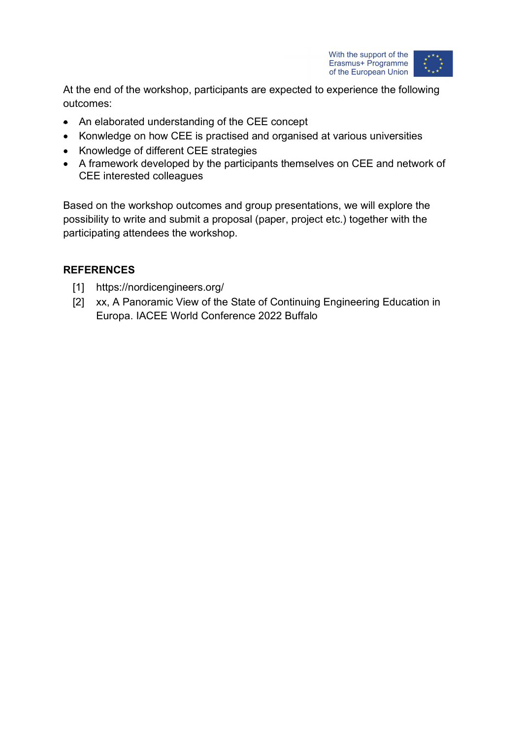At the end of the workshop, participants are expected to experience the following outcomes:

- An elaborated understanding of the CEE concept
- Konwledge on how CEE is practised and organised at various universities
- Knowledge of different CEE strategies
- A framework developed by the participants themselves on CEE and network of CEE interested colleagues

Based on the workshop outcomes and group presentations, we will explore the possibility to write and submit a proposal (paper, project etc.) together with the participating attendees the workshop.

## REFERENCES

[1] https://nordicengineers.org/

[2] xx, A Panoramic View of the State of Continuing Engineering Education in Europa. IACEE World Conference 2022 Buffalo